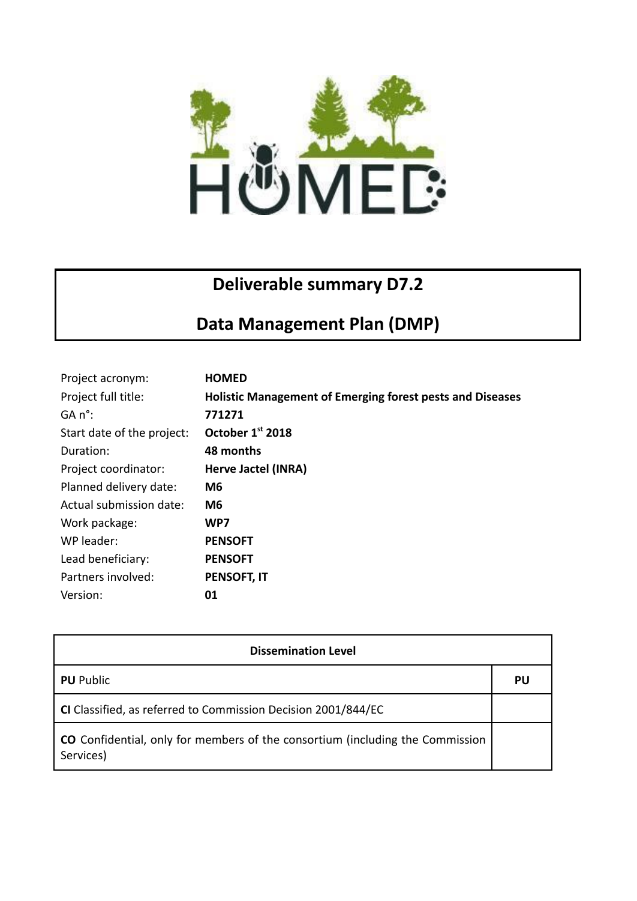# Deliverable summary D7.2

# Data Management Plan (DMP)

| | |
|---|---|
| Project acronym: | **HOMED** |
| Project full title: | **Holistic Management of Emerging forest pests and Diseases** |
| GA n°: | **771271** |
| Start date of the project: | **October 1st 2018** |
| Duration: | **48 months** |
| Project coordinator: | **Herve Jactel (INRA)** |
| Planned delivery date: | **M6** |
| Actual submission date: | **M6** |
| Work package: | **WP7** |
| WP leader: | **PENSOFT** |
| Lead beneficiary: | **PENSOFT** |
| Partners involved: | **PENSOFT, IT** |
| Version: | **01** |

| **Dissemination Level** | |
|---|---|
| **PU** Public | **PU** |
| **CI** Classified, as referred to Commission Decision 2001/844/EC | |
| **CO** Confidential, only for members of the consortium (including the Commission Services) | |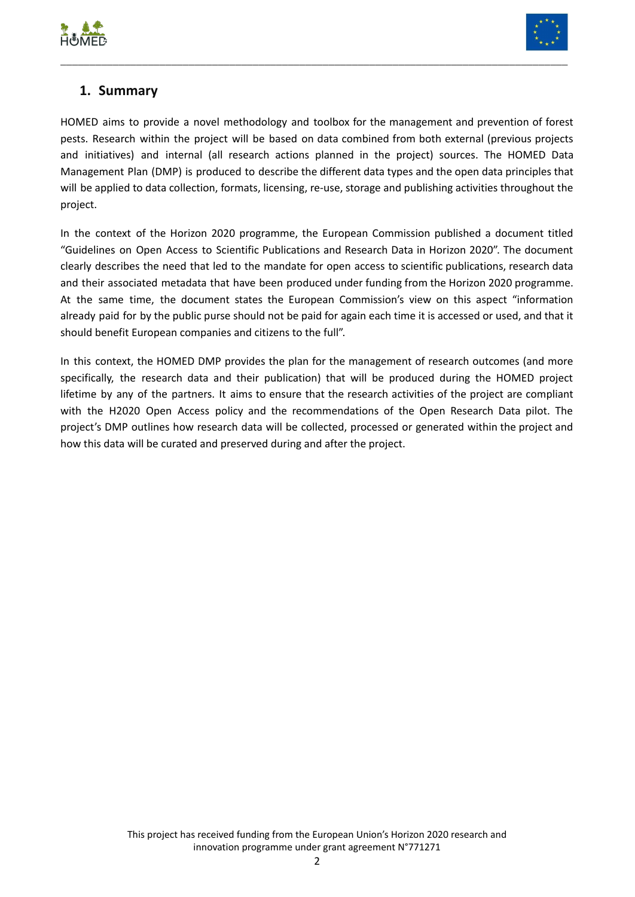## 1. Summary

HOMED aims to provide a novel methodology and toolbox for the management and prevention of forest pests. Research within the project will be based on data combined from both external (previous projects and initiatives) and internal (all research actions planned in the project) sources. The HOMED Data Management Plan (DMP) is produced to describe the different data types and the open data principles that will be applied to data collection, formats, licensing, re-use, storage and publishing activities throughout the project.

In the context of the Horizon 2020 programme, the European Commission published a document titled "Guidelines on Open Access to Scientific Publications and Research Data in Horizon 2020". The document clearly describes the need that led to the mandate for open access to scientific publications, research data and their associated metadata that have been produced under funding from the Horizon 2020 programme. At the same time, the document states the European Commission's view on this aspect "information already paid for by the public purse should not be paid for again each time it is accessed or used, and that it should benefit European companies and citizens to the full".

In this context, the HOMED DMP provides the plan for the management of research outcomes (and more specifically, the research data and their publication) that will be produced during the HOMED project lifetime by any of the partners. It aims to ensure that the research activities of the project are compliant with the H2020 Open Access policy and the recommendations of the Open Research Data pilot. The project's DMP outlines how research data will be collected, processed or generated within the project and how this data will be curated and preserved during and after the project.